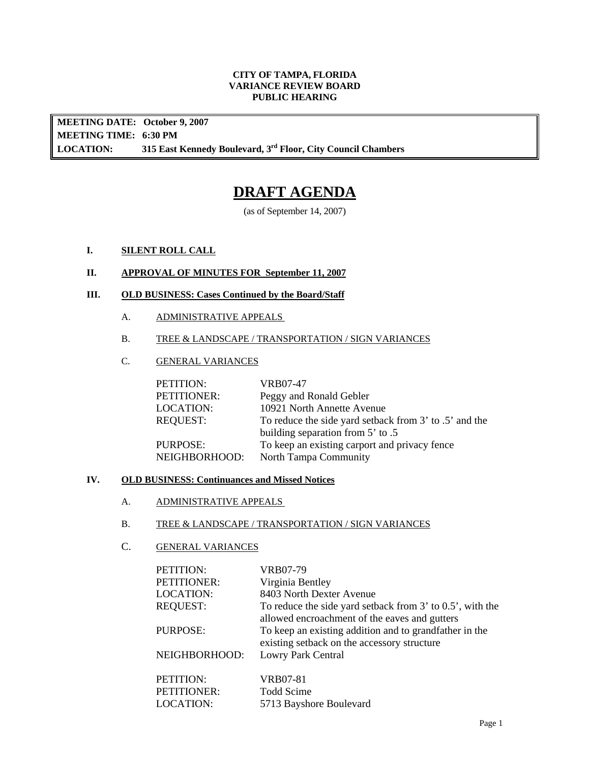**CITY OF TAMPA, FLORIDA**
**VARIANCE REVIEW BOARD**
**PUBLIC HEARING**

**MEETING DATE: October 9, 2007**
**MEETING TIME: 6:30 PM**
**LOCATION: 315 East Kennedy Boulevard, 3rd Floor, City Council Chambers**

# DRAFT AGENDA

(as of September 14, 2007)

**I. SILENT ROLL CALL**

**II. APPROVAL OF MINUTES FOR September 11, 2007**

**III. OLD BUSINESS: Cases Continued by the Board/Staff**

A. ADMINISTRATIVE APPEALS

B. TREE & LANDSCAPE / TRANSPORTATION / SIGN VARIANCES

C. GENERAL VARIANCES

PETITION: VRB07-47
PETITIONER: Peggy and Ronald Gebler
LOCATION: 10921 North Annette Avenue
REQUEST: To reduce the side yard setback from 3' to .5' and the building separation from 5' to .5
PURPOSE: To keep an existing carport and privacy fence
NEIGHBORHOOD: North Tampa Community

**IV. OLD BUSINESS: Continuances and Missed Notices**

A. ADMINISTRATIVE APPEALS

B. TREE & LANDSCAPE / TRANSPORTATION / SIGN VARIANCES

C. GENERAL VARIANCES

PETITION: VRB07-79
PETITIONER: Virginia Bentley
LOCATION: 8403 North Dexter Avenue
REQUEST: To reduce the side yard setback from 3' to 0.5', with the allowed encroachment of the eaves and gutters
PURPOSE: To keep an existing addition and to grandfather in the existing setback on the accessory structure
NEIGHBORHOOD: Lowry Park Central

PETITION: VRB07-81
PETITIONER: Todd Scime
LOCATION: 5713 Bayshore Boulevard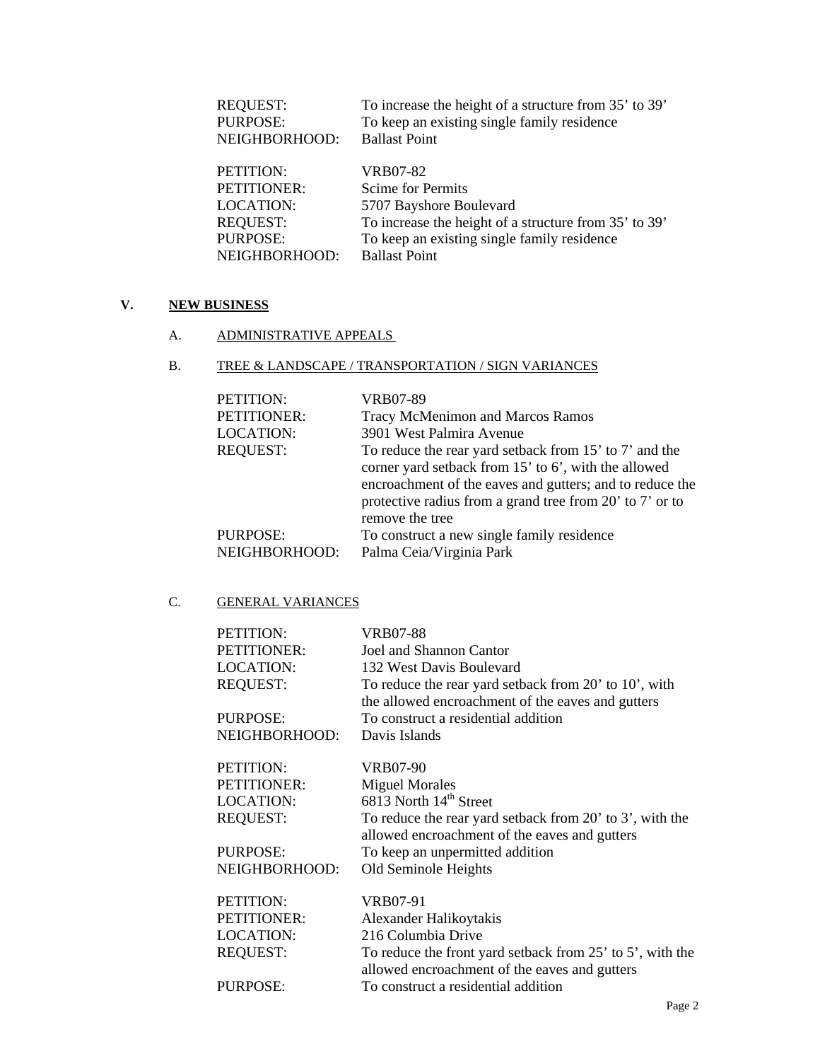| | |
|---|---|
| REQUEST: | To increase the height of a structure from 35' to 39' |
| PURPOSE: | To keep an existing single family residence |
| NEIGHBORHOOD: | Ballast Point |

| | |
|---|---|
| PETITION: | VRB07-82 |
| PETITIONER: | Scime for Permits |
| LOCATION: | 5707 Bayshore Boulevard |
| REQUEST: | To increase the height of a structure from 35' to 39' |
| PURPOSE: | To keep an existing single family residence |
| NEIGHBORHOOD: | Ballast Point |

## V. NEW BUSINESS

### A. ADMINISTRATIVE APPEALS

### B. TREE & LANDSCAPE / TRANSPORTATION / SIGN VARIANCES

| | |
|---|---|
| PETITION: | VRB07-89 |
| PETITIONER: | Tracy McMenimon and Marcos Ramos |
| LOCATION: | 3901 West Palmira Avenue |
| REQUEST: | To reduce the rear yard setback from 15' to 7' and the corner yard setback from 15' to 6', with the allowed encroachment of the eaves and gutters; and to reduce the protective radius from a grand tree from 20' to 7' or to remove the tree |
| PURPOSE: | To construct a new single family residence |
| NEIGHBORHOOD: | Palma Ceia/Virginia Park |

### C. GENERAL VARIANCES

| | |
|---|---|
| PETITION: | VRB07-88 |
| PETITIONER: | Joel and Shannon Cantor |
| LOCATION: | 132 West Davis Boulevard |
| REQUEST: | To reduce the rear yard setback from 20' to 10', with the allowed encroachment of the eaves and gutters |
| PURPOSE: | To construct a residential addition |
| NEIGHBORHOOD: | Davis Islands |

| | |
|---|---|
| PETITION: | VRB07-90 |
| PETITIONER: | Miguel Morales |
| LOCATION: | 6813 North 14th Street |
| REQUEST: | To reduce the rear yard setback from 20' to 3', with the allowed encroachment of the eaves and gutters |
| PURPOSE: | To keep an unpermitted addition |
| NEIGHBORHOOD: | Old Seminole Heights |

| | |
|---|---|
| PETITION: | VRB07-91 |
| PETITIONER: | Alexander Halikoytakis |
| LOCATION: | 216 Columbia Drive |
| REQUEST: | To reduce the front yard setback from 25' to 5', with the allowed encroachment of the eaves and gutters |
| PURPOSE: | To construct a residential addition |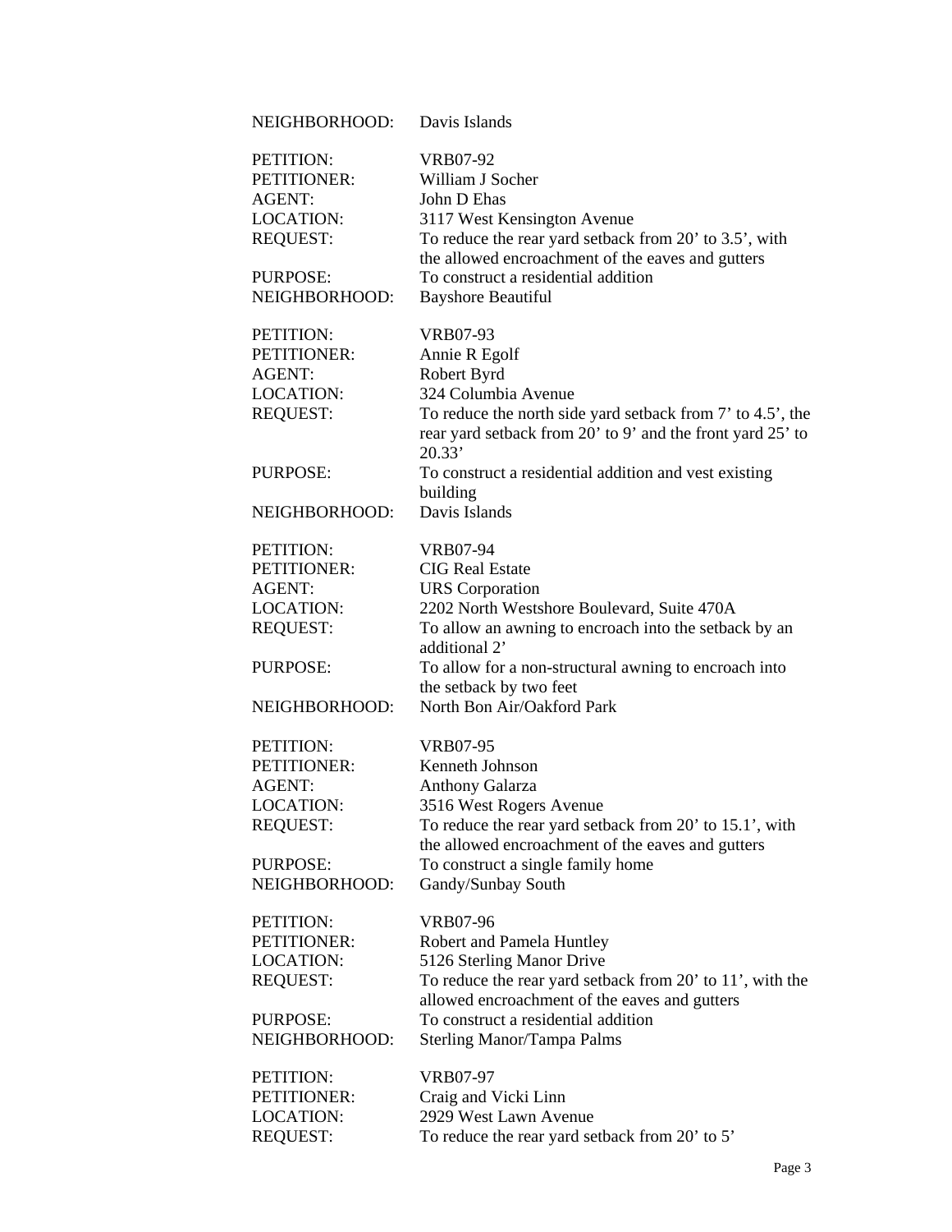NEIGHBORHOOD: Davis Islands

PETITION: VRB07-92
PETITIONER: William J Socher
AGENT: John D Ehas
LOCATION: 3117 West Kensington Avenue
REQUEST: To reduce the rear yard setback from 20’ to 3.5’, with the allowed encroachment of the eaves and gutters
PURPOSE: To construct a residential addition
NEIGHBORHOOD: Bayshore Beautiful

PETITION: VRB07-93
PETITIONER: Annie R Egolf
AGENT: Robert Byrd
LOCATION: 324 Columbia Avenue
REQUEST: To reduce the north side yard setback from 7’ to 4.5’, the rear yard setback from 20’ to 9’ and the front yard 25’ to 20.33’
PURPOSE: To construct a residential addition and vest existing building
NEIGHBORHOOD: Davis Islands

PETITION: VRB07-94
PETITIONER: CIG Real Estate
AGENT: URS Corporation
LOCATION: 2202 North Westshore Boulevard, Suite 470A
REQUEST: To allow an awning to encroach into the setback by an additional 2’
PURPOSE: To allow for a non-structural awning to encroach into the setback by two feet
NEIGHBORHOOD: North Bon Air/Oakford Park

PETITION: VRB07-95
PETITIONER: Kenneth Johnson
AGENT: Anthony Galarza
LOCATION: 3516 West Rogers Avenue
REQUEST: To reduce the rear yard setback from 20’ to 15.1’, with the allowed encroachment of the eaves and gutters
PURPOSE: To construct a single family home
NEIGHBORHOOD: Gandy/Sunbay South

PETITION: VRB07-96
PETITIONER: Robert and Pamela Huntley
LOCATION: 5126 Sterling Manor Drive
REQUEST: To reduce the rear yard setback from 20’ to 11’, with the allowed encroachment of the eaves and gutters
PURPOSE: To construct a residential addition
NEIGHBORHOOD: Sterling Manor/Tampa Palms

PETITION: VRB07-97
PETITIONER: Craig and Vicki Linn
LOCATION: 2929 West Lawn Avenue
REQUEST: To reduce the rear yard setback from 20’ to 5’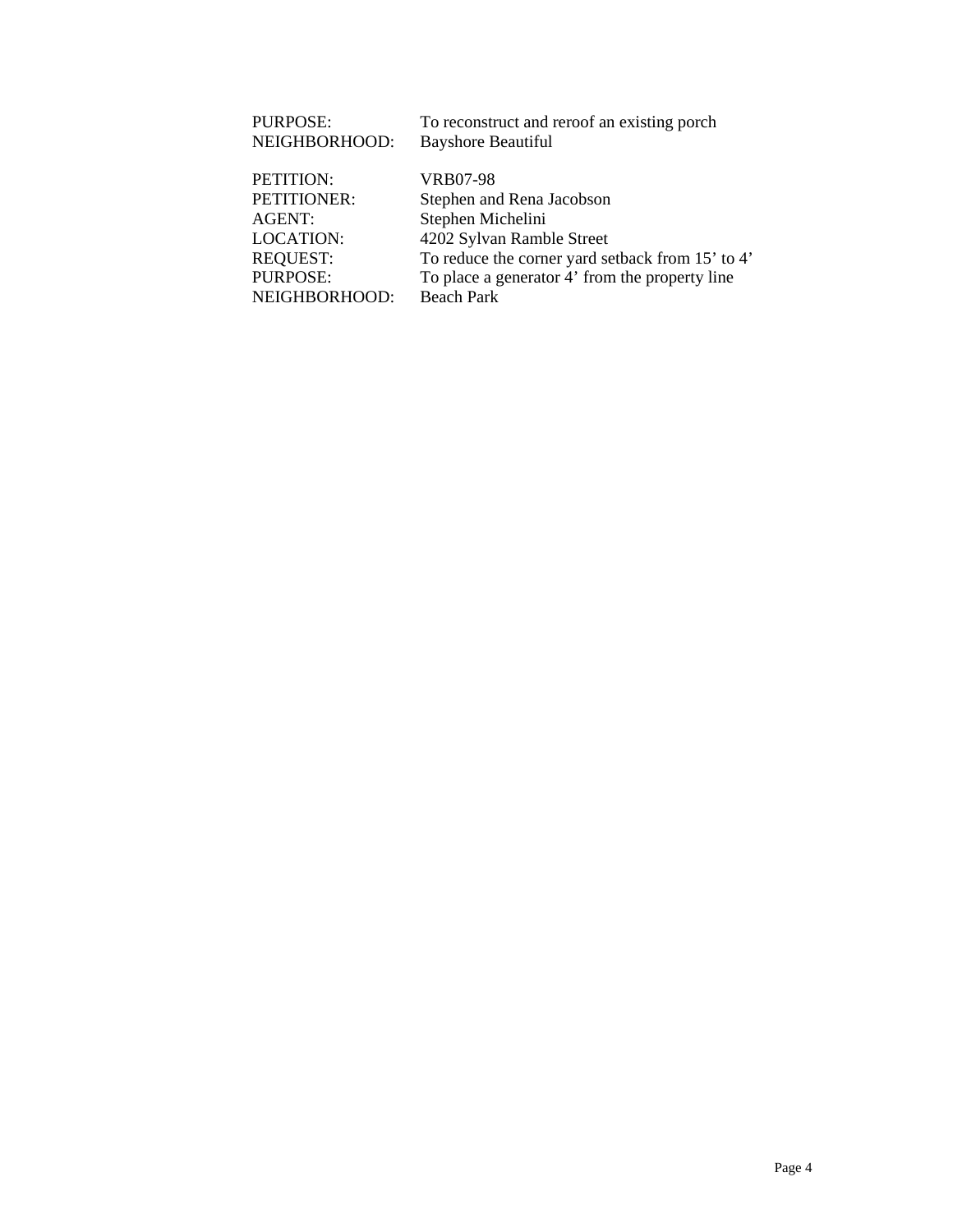PURPOSE: To reconstruct and reroof an existing porch
NEIGHBORHOOD: Bayshore Beautiful

PETITION: VRB07-98
PETITIONER: Stephen and Rena Jacobson
AGENT: Stephen Michelini
LOCATION: 4202 Sylvan Ramble Street
REQUEST: To reduce the corner yard setback from 15’ to 4’
PURPOSE: To place a generator 4’ from the property line
NEIGHBORHOOD: Beach Park